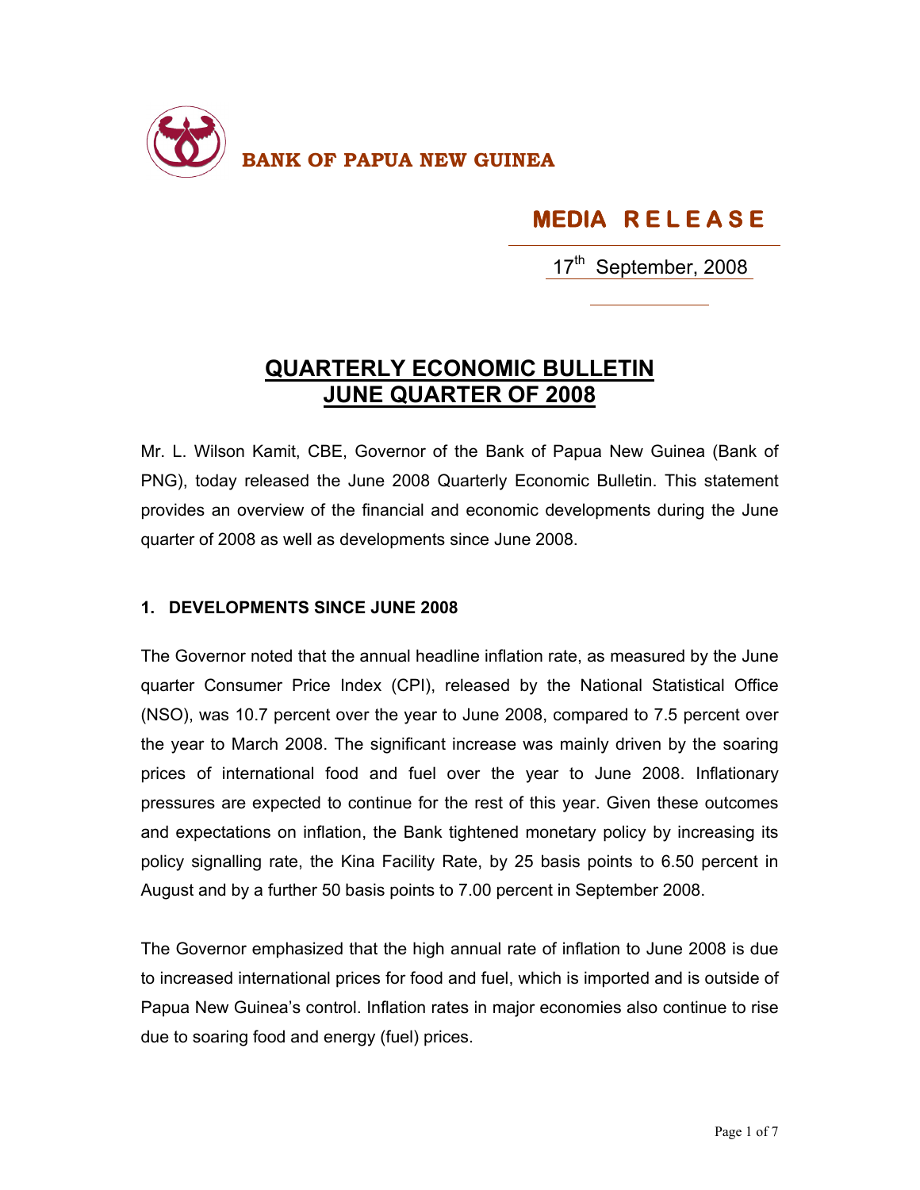**BANK OF PAPUA NEW GUINEA**

**MEDIA RELEASE**

17th September, 2008

# QUARTERLY ECONOMIC BULLETIN JUNE QUARTER OF 2008

Mr. L. Wilson Kamit, CBE, Governor of the Bank of Papua New Guinea (Bank of PNG), today released the June 2008 Quarterly Economic Bulletin. This statement provides an overview of the financial and economic developments during the June quarter of 2008 as well as developments since June 2008.

## 1. DEVELOPMENTS SINCE JUNE 2008

The Governor noted that the annual headline inflation rate, as measured by the June quarter Consumer Price Index (CPI), released by the National Statistical Office (NSO), was 10.7 percent over the year to June 2008, compared to 7.5 percent over the year to March 2008. The significant increase was mainly driven by the soaring prices of international food and fuel over the year to June 2008. Inflationary pressures are expected to continue for the rest of this year. Given these outcomes and expectations on inflation, the Bank tightened monetary policy by increasing its policy signalling rate, the Kina Facility Rate, by 25 basis points to 6.50 percent in August and by a further 50 basis points to 7.00 percent in September 2008.

The Governor emphasized that the high annual rate of inflation to June 2008 is due to increased international prices for food and fuel, which is imported and is outside of Papua New Guinea's control. Inflation rates in major economies also continue to rise due to soaring food and energy (fuel) prices.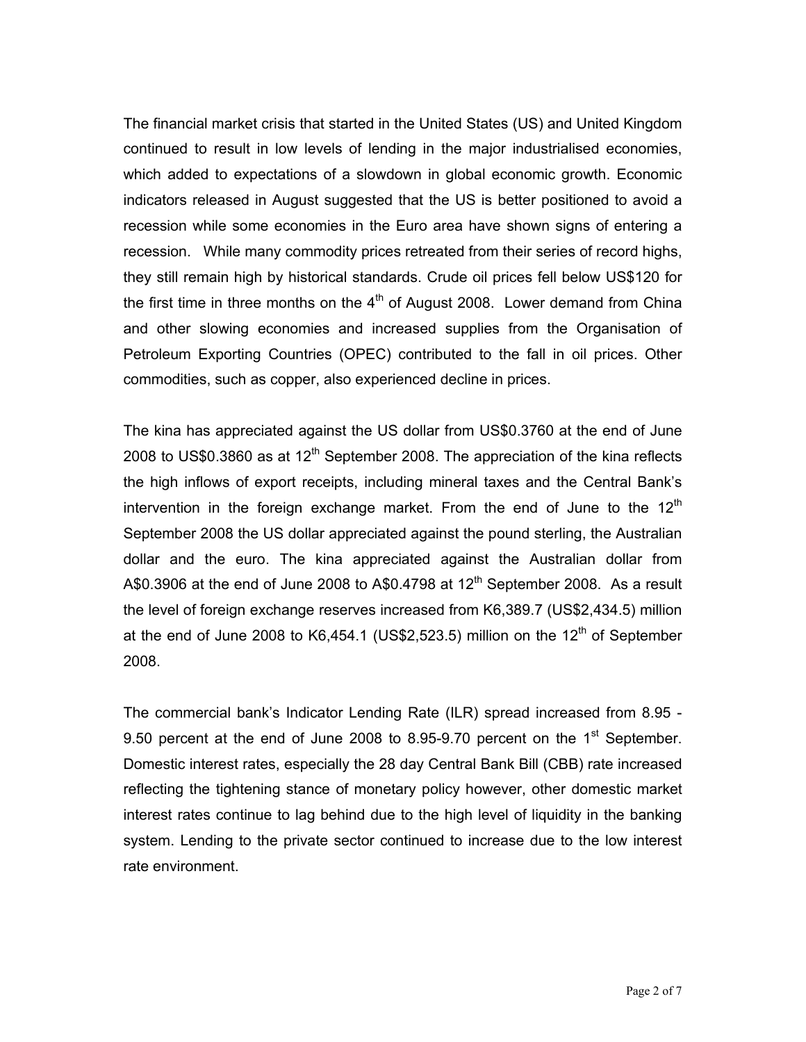The financial market crisis that started in the United States (US) and United Kingdom continued to result in low levels of lending in the major industrialised economies, which added to expectations of a slowdown in global economic growth. Economic indicators released in August suggested that the US is better positioned to avoid a recession while some economies in the Euro area have shown signs of entering a recession. While many commodity prices retreated from their series of record highs, they still remain high by historical standards. Crude oil prices fell below US$120 for the first time in three months on the 4th of August 2008. Lower demand from China and other slowing economies and increased supplies from the Organisation of Petroleum Exporting Countries (OPEC) contributed to the fall in oil prices. Other commodities, such as copper, also experienced decline in prices.

The kina has appreciated against the US dollar from US$0.3760 at the end of June 2008 to US$0.3860 as at 12th September 2008. The appreciation of the kina reflects the high inflows of export receipts, including mineral taxes and the Central Bank's intervention in the foreign exchange market. From the end of June to the 12th September 2008 the US dollar appreciated against the pound sterling, the Australian dollar and the euro. The kina appreciated against the Australian dollar from A$0.3906 at the end of June 2008 to A$0.4798 at 12th September 2008. As a result the level of foreign exchange reserves increased from K6,389.7 (US$2,434.5) million at the end of June 2008 to K6,454.1 (US$2,523.5) million on the 12th of September 2008.

The commercial bank's Indicator Lending Rate (ILR) spread increased from 8.95 - 9.50 percent at the end of June 2008 to 8.95-9.70 percent on the 1st September. Domestic interest rates, especially the 28 day Central Bank Bill (CBB) rate increased reflecting the tightening stance of monetary policy however, other domestic market interest rates continue to lag behind due to the high level of liquidity in the banking system. Lending to the private sector continued to increase due to the low interest rate environment.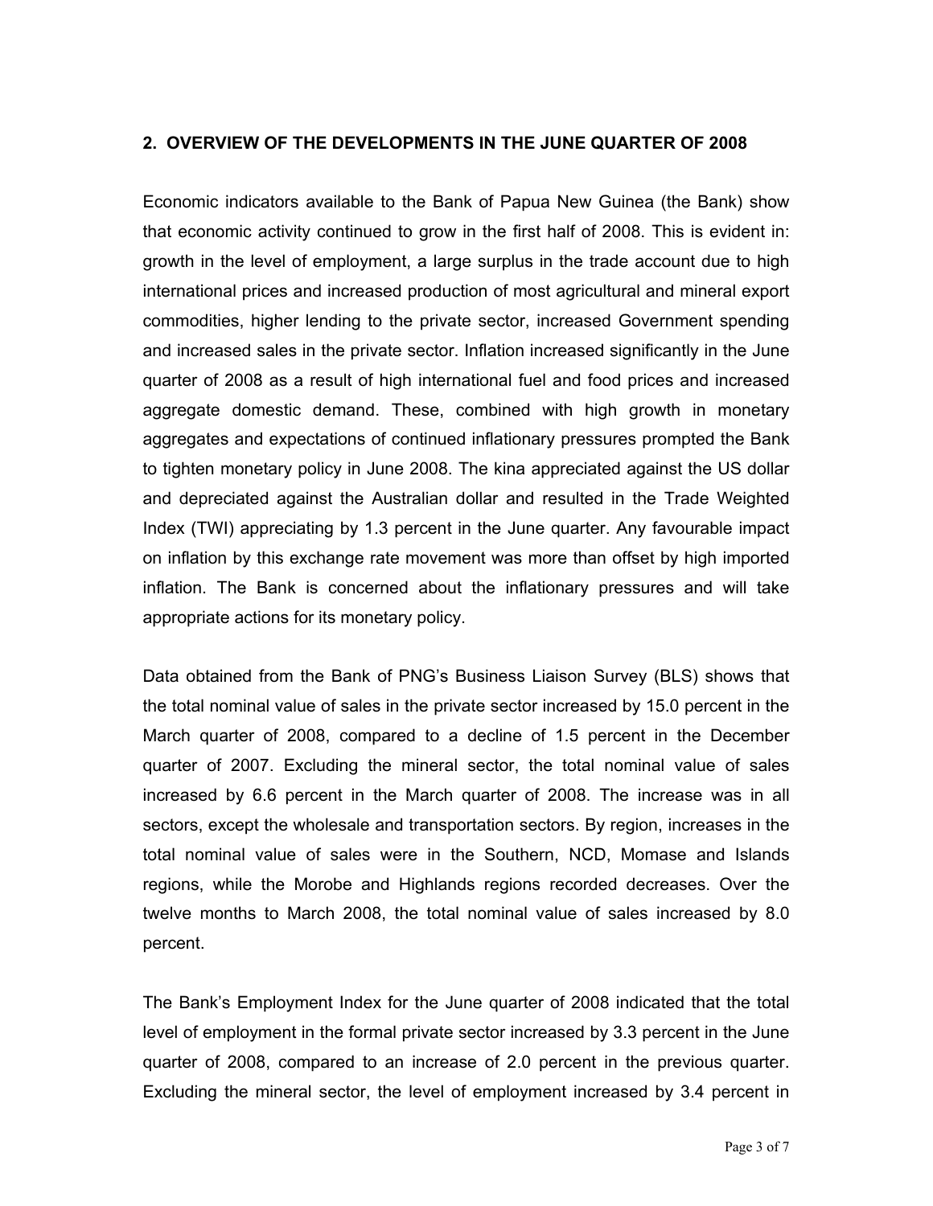## 2. OVERVIEW OF THE DEVELOPMENTS IN THE JUNE QUARTER OF 2008

Economic indicators available to the Bank of Papua New Guinea (the Bank) show that economic activity continued to grow in the first half of 2008. This is evident in: growth in the level of employment, a large surplus in the trade account due to high international prices and increased production of most agricultural and mineral export commodities, higher lending to the private sector, increased Government spending and increased sales in the private sector. Inflation increased significantly in the June quarter of 2008 as a result of high international fuel and food prices and increased aggregate domestic demand. These, combined with high growth in monetary aggregates and expectations of continued inflationary pressures prompted the Bank to tighten monetary policy in June 2008. The kina appreciated against the US dollar and depreciated against the Australian dollar and resulted in the Trade Weighted Index (TWI) appreciating by 1.3 percent in the June quarter. Any favourable impact on inflation by this exchange rate movement was more than offset by high imported inflation. The Bank is concerned about the inflationary pressures and will take appropriate actions for its monetary policy.

Data obtained from the Bank of PNG's Business Liaison Survey (BLS) shows that the total nominal value of sales in the private sector increased by 15.0 percent in the March quarter of 2008, compared to a decline of 1.5 percent in the December quarter of 2007. Excluding the mineral sector, the total nominal value of sales increased by 6.6 percent in the March quarter of 2008. The increase was in all sectors, except the wholesale and transportation sectors. By region, increases in the total nominal value of sales were in the Southern, NCD, Momase and Islands regions, while the Morobe and Highlands regions recorded decreases. Over the twelve months to March 2008, the total nominal value of sales increased by 8.0 percent.

The Bank's Employment Index for the June quarter of 2008 indicated that the total level of employment in the formal private sector increased by 3.3 percent in the June quarter of 2008, compared to an increase of 2.0 percent in the previous quarter. Excluding the mineral sector, the level of employment increased by 3.4 percent in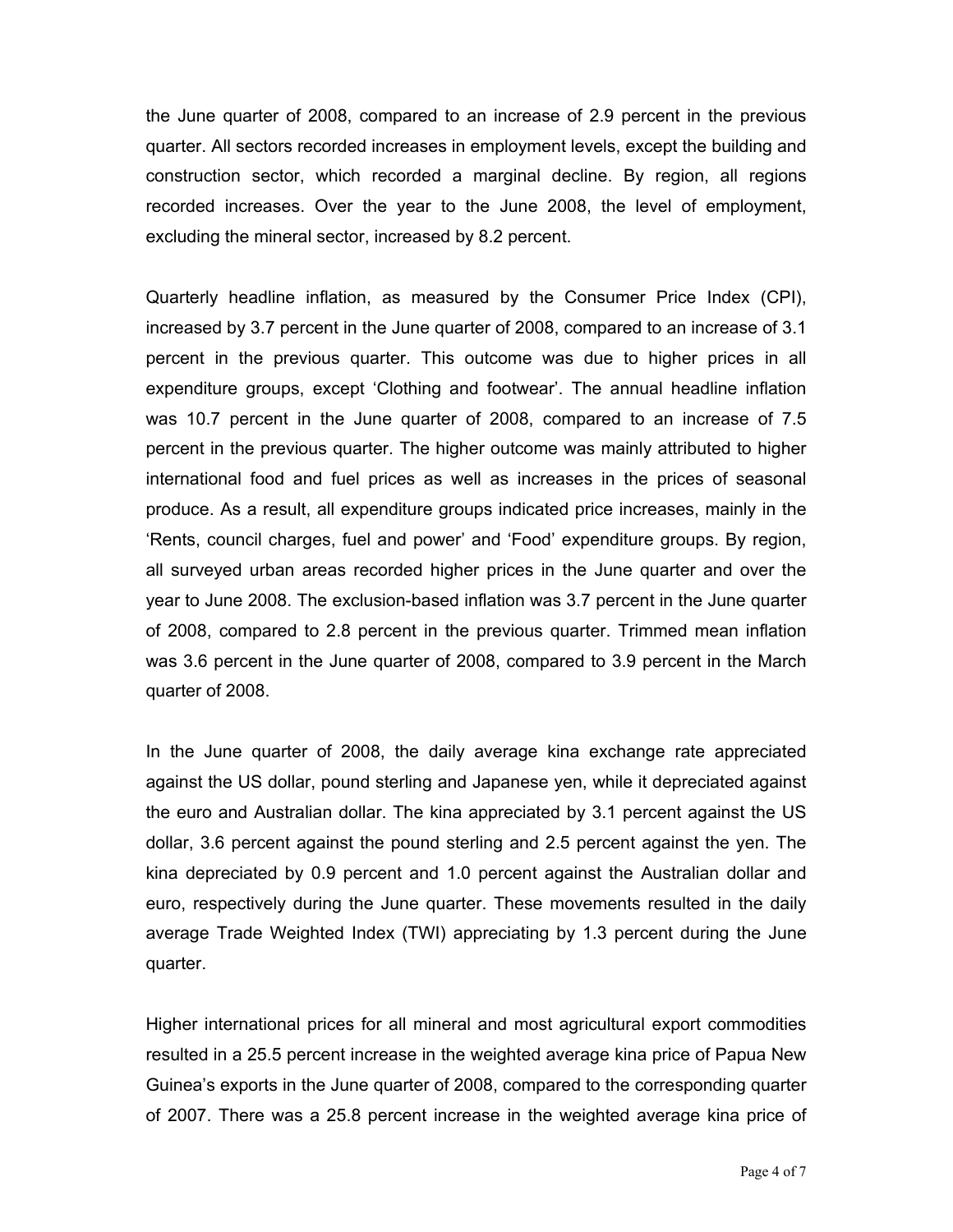the June quarter of 2008, compared to an increase of 2.9 percent in the previous quarter. All sectors recorded increases in employment levels, except the building and construction sector, which recorded a marginal decline. By region, all regions recorded increases. Over the year to the June 2008, the level of employment, excluding the mineral sector, increased by 8.2 percent.

Quarterly headline inflation, as measured by the Consumer Price Index (CPI), increased by 3.7 percent in the June quarter of 2008, compared to an increase of 3.1 percent in the previous quarter. This outcome was due to higher prices in all expenditure groups, except 'Clothing and footwear'. The annual headline inflation was 10.7 percent in the June quarter of 2008, compared to an increase of 7.5 percent in the previous quarter. The higher outcome was mainly attributed to higher international food and fuel prices as well as increases in the prices of seasonal produce. As a result, all expenditure groups indicated price increases, mainly in the 'Rents, council charges, fuel and power' and 'Food' expenditure groups. By region, all surveyed urban areas recorded higher prices in the June quarter and over the year to June 2008. The exclusion-based inflation was 3.7 percent in the June quarter of 2008, compared to 2.8 percent in the previous quarter. Trimmed mean inflation was 3.6 percent in the June quarter of 2008, compared to 3.9 percent in the March quarter of 2008.

In the June quarter of 2008, the daily average kina exchange rate appreciated against the US dollar, pound sterling and Japanese yen, while it depreciated against the euro and Australian dollar. The kina appreciated by 3.1 percent against the US dollar, 3.6 percent against the pound sterling and 2.5 percent against the yen. The kina depreciated by 0.9 percent and 1.0 percent against the Australian dollar and euro, respectively during the June quarter. These movements resulted in the daily average Trade Weighted Index (TWI) appreciating by 1.3 percent during the June quarter.

Higher international prices for all mineral and most agricultural export commodities resulted in a 25.5 percent increase in the weighted average kina price of Papua New Guinea's exports in the June quarter of 2008, compared to the corresponding quarter of 2007. There was a 25.8 percent increase in the weighted average kina price of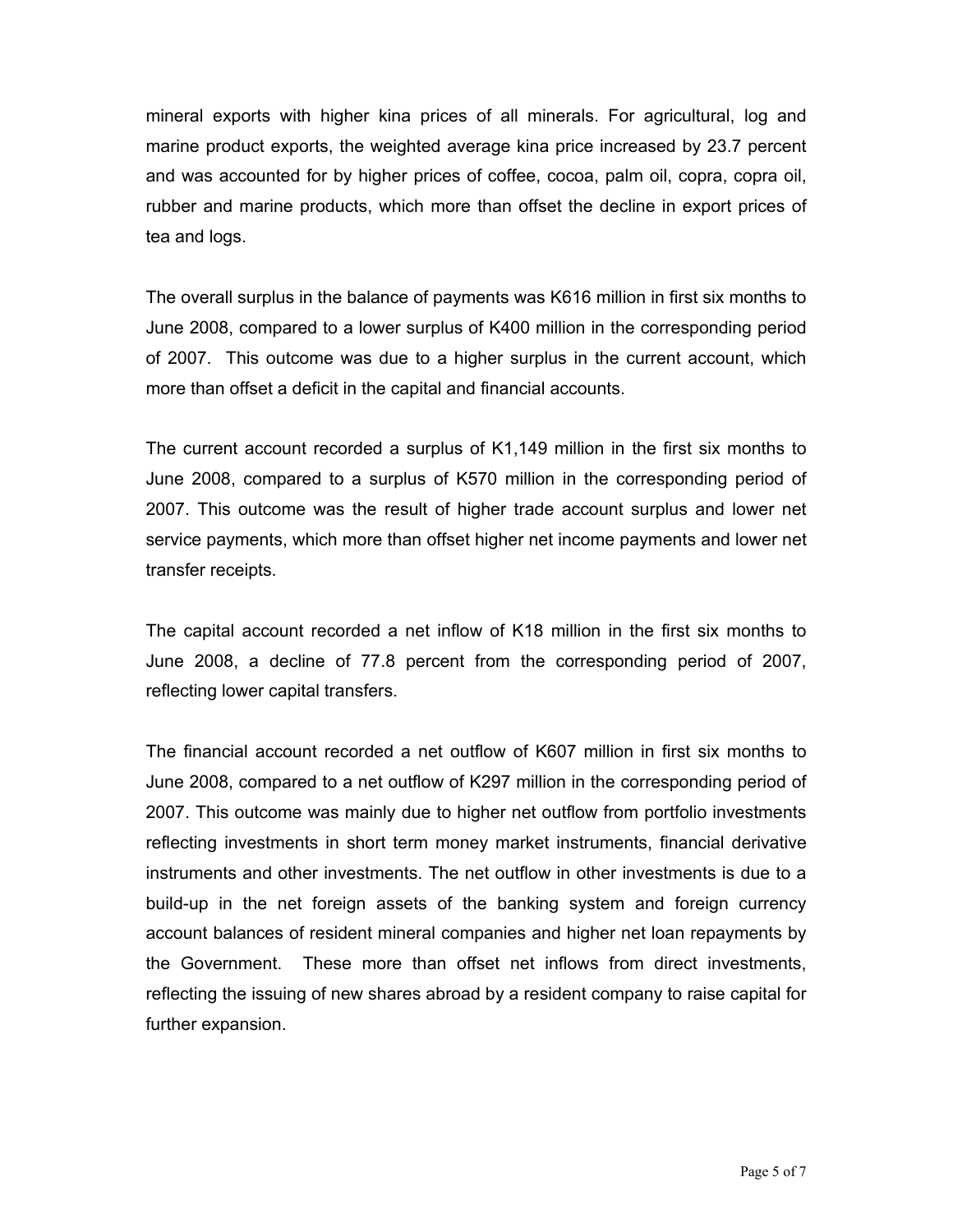mineral exports with higher kina prices of all minerals. For agricultural, log and marine product exports, the weighted average kina price increased by 23.7 percent and was accounted for by higher prices of coffee, cocoa, palm oil, copra, copra oil, rubber and marine products, which more than offset the decline in export prices of tea and logs.

The overall surplus in the balance of payments was K616 million in first six months to June 2008, compared to a lower surplus of K400 million in the corresponding period of 2007. This outcome was due to a higher surplus in the current account, which more than offset a deficit in the capital and financial accounts.

The current account recorded a surplus of K1,149 million in the first six months to June 2008, compared to a surplus of K570 million in the corresponding period of 2007. This outcome was the result of higher trade account surplus and lower net service payments, which more than offset higher net income payments and lower net transfer receipts.

The capital account recorded a net inflow of K18 million in the first six months to June 2008, a decline of 77.8 percent from the corresponding period of 2007, reflecting lower capital transfers.

The financial account recorded a net outflow of K607 million in first six months to June 2008, compared to a net outflow of K297 million in the corresponding period of 2007. This outcome was mainly due to higher net outflow from portfolio investments reflecting investments in short term money market instruments, financial derivative instruments and other investments. The net outflow in other investments is due to a build-up in the net foreign assets of the banking system and foreign currency account balances of resident mineral companies and higher net loan repayments by the Government. These more than offset net inflows from direct investments, reflecting the issuing of new shares abroad by a resident company to raise capital for further expansion.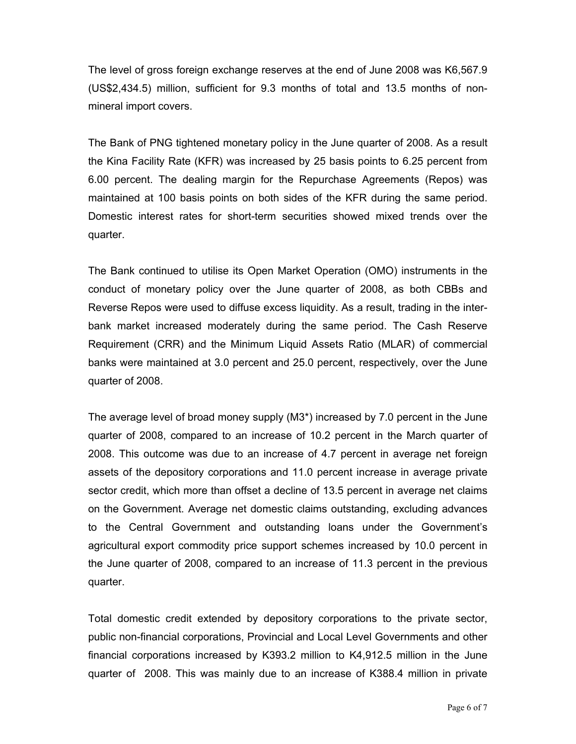The level of gross foreign exchange reserves at the end of June 2008 was K6,567.9 (US$2,434.5) million, sufficient for 9.3 months of total and 13.5 months of non-mineral import covers.

The Bank of PNG tightened monetary policy in the June quarter of 2008. As a result the Kina Facility Rate (KFR) was increased by 25 basis points to 6.25 percent from 6.00 percent. The dealing margin for the Repurchase Agreements (Repos) was maintained at 100 basis points on both sides of the KFR during the same period. Domestic interest rates for short-term securities showed mixed trends over the quarter.

The Bank continued to utilise its Open Market Operation (OMO) instruments in the conduct of monetary policy over the June quarter of 2008, as both CBBs and Reverse Repos were used to diffuse excess liquidity. As a result, trading in the inter-bank market increased moderately during the same period. The Cash Reserve Requirement (CRR) and the Minimum Liquid Assets Ratio (MLAR) of commercial banks were maintained at 3.0 percent and 25.0 percent, respectively, over the June quarter of 2008.

The average level of broad money supply (M3*) increased by 7.0 percent in the June quarter of 2008, compared to an increase of 10.2 percent in the March quarter of 2008. This outcome was due to an increase of 4.7 percent in average net foreign assets of the depository corporations and 11.0 percent increase in average private sector credit, which more than offset a decline of 13.5 percent in average net claims on the Government. Average net domestic claims outstanding, excluding advances to the Central Government and outstanding loans under the Government's agricultural export commodity price support schemes increased by 10.0 percent in the June quarter of 2008, compared to an increase of 11.3 percent in the previous quarter.

Total domestic credit extended by depository corporations to the private sector, public non-financial corporations, Provincial and Local Level Governments and other financial corporations increased by K393.2 million to K4,912.5 million in the June quarter of 2008. This was mainly due to an increase of K388.4 million in private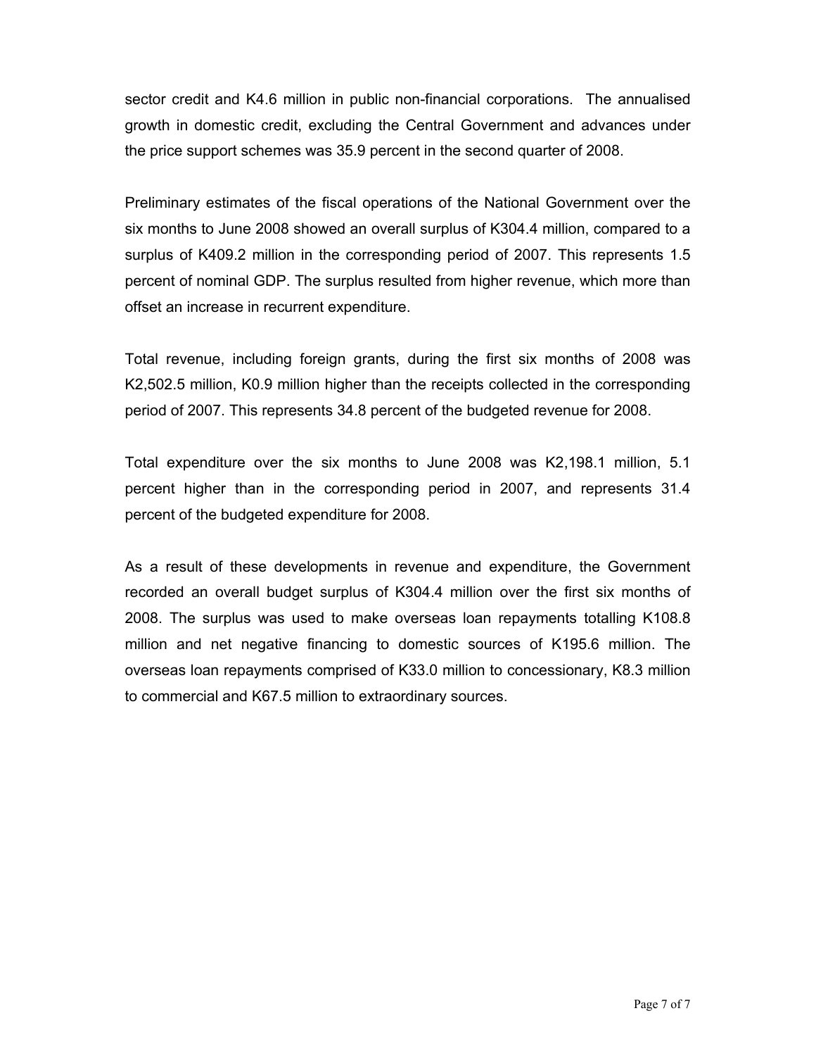sector credit and K4.6 million in public non-financial corporations. The annualised growth in domestic credit, excluding the Central Government and advances under the price support schemes was 35.9 percent in the second quarter of 2008.

Preliminary estimates of the fiscal operations of the National Government over the six months to June 2008 showed an overall surplus of K304.4 million, compared to a surplus of K409.2 million in the corresponding period of 2007. This represents 1.5 percent of nominal GDP. The surplus resulted from higher revenue, which more than offset an increase in recurrent expenditure.

Total revenue, including foreign grants, during the first six months of 2008 was K2,502.5 million, K0.9 million higher than the receipts collected in the corresponding period of 2007. This represents 34.8 percent of the budgeted revenue for 2008.

Total expenditure over the six months to June 2008 was K2,198.1 million, 5.1 percent higher than in the corresponding period in 2007, and represents 31.4 percent of the budgeted expenditure for 2008.

As a result of these developments in revenue and expenditure, the Government recorded an overall budget surplus of K304.4 million over the first six months of 2008. The surplus was used to make overseas loan repayments totalling K108.8 million and net negative financing to domestic sources of K195.6 million. The overseas loan repayments comprised of K33.0 million to concessionary, K8.3 million to commercial and K67.5 million to extraordinary sources.